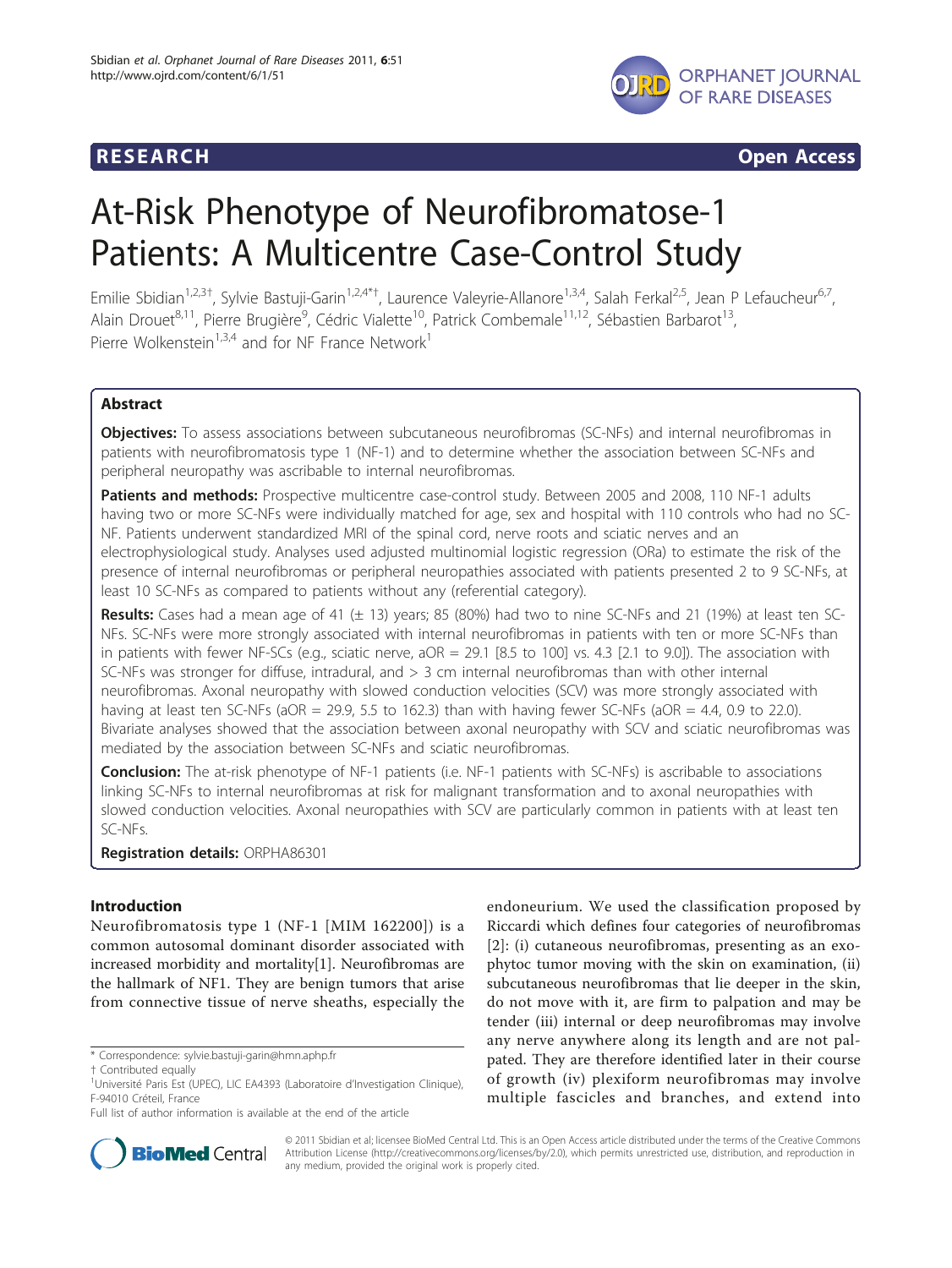**RESEARCH** **Open Access**

# At-Risk Phenotype of Neurofibromatose-1 Patients: A Multicentre Case-Control Study

Emilie Sbidian[1,2,3†], Sylvie Bastuji-Garin[1,2,4*†], Laurence Valeyrie-Allanore[1,3,4], Salah Ferkal[2,5], Jean P Lefaucheur[6,7], Alain Drouet[8,11], Pierre Brugière[9], Cédric Vialette[10], Patrick Combemale[11,12], Sébastien Barbarot[13], Pierre Wolkenstein[1,3,4] and for NF France Network[1]

## Abstract

**Objectives:** To assess associations between subcutaneous neurofibromas (SC-NFs) and internal neurofibromas in patients with neurofibromatosis type 1 (NF-1) and to determine whether the association between SC-NFs and peripheral neuropathy was ascribable to internal neurofibromas.

**Patients and methods:** Prospective multicentre case-control study. Between 2005 and 2008, 110 NF-1 adults having two or more SC-NFs were individually matched for age, sex and hospital with 110 controls who had no SC-NF. Patients underwent standardized MRI of the spinal cord, nerve roots and sciatic nerves and an electrophysiological study. Analyses used adjusted multinomial logistic regression (ORa) to estimate the risk of the presence of internal neurofibromas or peripheral neuropathies associated with patients presented 2 to 9 SC-NFs, at least 10 SC-NFs as compared to patients without any (referential category).

**Results:** Cases had a mean age of 41 (± 13) years; 85 (80%) had two to nine SC-NFs and 21 (19%) at least ten SC-NFs. SC-NFs were more strongly associated with internal neurofibromas in patients with ten or more SC-NFs than in patients with fewer NF-SCs (e.g., sciatic nerve, aOR = 29.1 [8.5 to 100] vs. 4.3 [2.1 to 9.0]). The association with SC-NFs was stronger for diffuse, intradural, and > 3 cm internal neurofibromas than with other internal neurofibromas. Axonal neuropathy with slowed conduction velocities (SCV) was more strongly associated with having at least ten SC-NFs (aOR = 29.9, 5.5 to 162.3) than with having fewer SC-NFs (aOR = 4.4, 0.9 to 22.0). Bivariate analyses showed that the association between axonal neuropathy with SCV and sciatic neurofibromas was mediated by the association between SC-NFs and sciatic neurofibromas.

**Conclusion:** The at-risk phenotype of NF-1 patients (i.e. NF-1 patients with SC-NFs) is ascribable to associations linking SC-NFs to internal neurofibromas at risk for malignant transformation and to axonal neuropathies with slowed conduction velocities. Axonal neuropathies with SCV are particularly common in patients with at least ten SC-NFs.

**Registration details:** ORPHA86301

## Introduction

Neurofibromatosis type 1 (NF-1 [MIM 162200]) is a common autosomal dominant disorder associated with increased morbidity and mortality[1]. Neurofibromas are the hallmark of NF1. They are benign tumors that arise from connective tissue of nerve sheaths, especially the endoneurium. We used the classification proposed by Riccardi which defines four categories of neurofibromas [2]: (i) cutaneous neurofibromas, presenting as an exophytoc tumor moving with the skin on examination, (ii) subcutaneous neurofibromas that lie deeper in the skin, do not move with it, are firm to palpation and may be tender (iii) internal or deep neurofibromas may involve any nerve anywhere along its length and are not palpated. They are therefore identified later in their course of growth (iv) plexiform neurofibromas may involve multiple fascicles and branches, and extend into

\* Correspondence: sylvie.bastuji-garin@hmn.aphp.fr
† Contributed equally
[1]Université Paris Est (UPEC), LIC EA4393 (Laboratoire d'Investigation Clinique), F-94010 Créteil, France
Full list of author information is available at the end of the article

© 2011 Sbidian et al; licensee BioMed Central Ltd. This is an Open Access article distributed under the terms of the Creative Commons Attribution License (http://creativecommons.org/licenses/by/2.0), which permits unrestricted use, distribution, and reproduction in any medium, provided the original work is properly cited.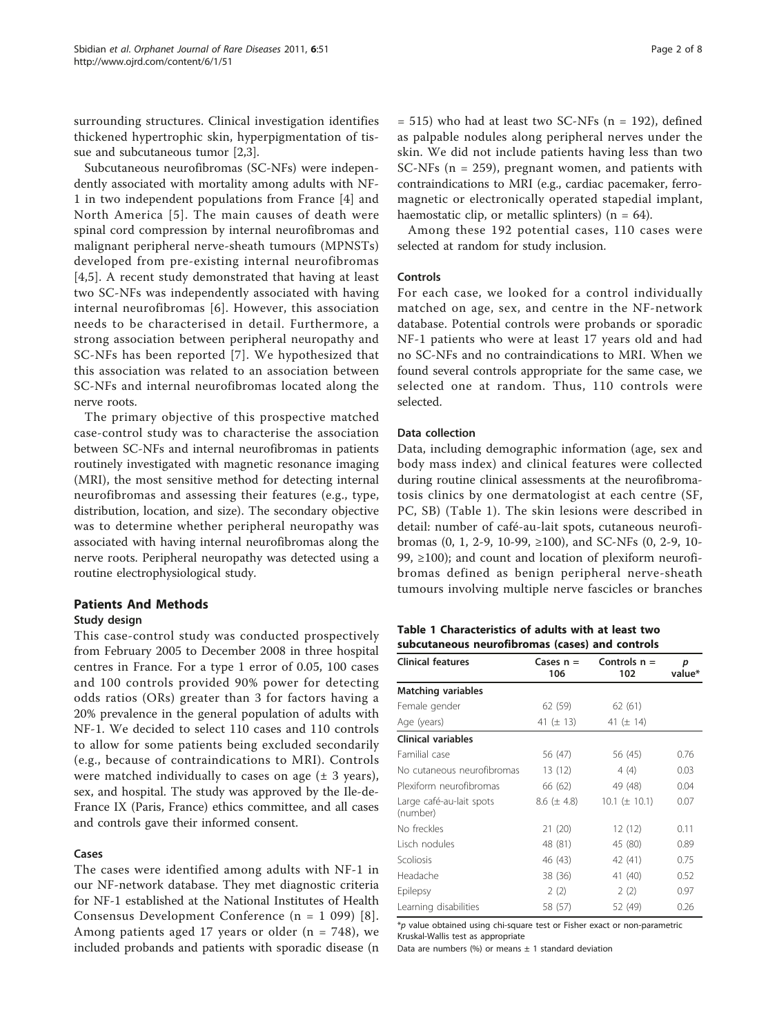surrounding structures. Clinical investigation identifies thickened hypertrophic skin, hyperpigmentation of tissue and subcutaneous tumor [2,3].

Subcutaneous neurofibromas (SC-NFs) were independently associated with mortality among adults with NF-1 in two independent populations from France [4] and North America [5]. The main causes of death were spinal cord compression by internal neurofibromas and malignant peripheral nerve-sheath tumours (MPNSTs) developed from pre-existing internal neurofibromas [4,5]. A recent study demonstrated that having at least two SC-NFs was independently associated with having internal neurofibromas [6]. However, this association needs to be characterised in detail. Furthermore, a strong association between peripheral neuropathy and SC-NFs has been reported [7]. We hypothesized that this association was related to an association between SC-NFs and internal neurofibromas located along the nerve roots.

The primary objective of this prospective matched case-control study was to characterise the association between SC-NFs and internal neurofibromas in patients routinely investigated with magnetic resonance imaging (MRI), the most sensitive method for detecting internal neurofibromas and assessing their features (e.g., type, distribution, location, and size). The secondary objective was to determine whether peripheral neuropathy was associated with having internal neurofibromas along the nerve roots. Peripheral neuropathy was detected using a routine electrophysiological study.

## Patients And Methods

### Study design

This case-control study was conducted prospectively from February 2005 to December 2008 in three hospital centres in France. For a type 1 error of 0.05, 100 cases and 100 controls provided 90% power for detecting odds ratios (ORs) greater than 3 for factors having a 20% prevalence in the general population of adults with NF-1. We decided to select 110 cases and 110 controls to allow for some patients being excluded secondarily (e.g., because of contraindications to MRI). Controls were matched individually to cases on age (± 3 years), sex, and hospital. The study was approved by the Ile-de-France IX (Paris, France) ethics committee, and all cases and controls gave their informed consent.

### Cases

The cases were identified among adults with NF-1 in our NF-network database. They met diagnostic criteria for NF-1 established at the National Institutes of Health Consensus Development Conference (n = 1 099) [8]. Among patients aged 17 years or older (n = 748), we included probands and patients with sporadic disease (n = 515) who had at least two SC-NFs (n = 192), defined as palpable nodules along peripheral nerves under the skin. We did not include patients having less than two SC-NFs (n = 259), pregnant women, and patients with contraindications to MRI (e.g., cardiac pacemaker, ferromagnetic or electronically operated stapedial implant, haemostatic clip, or metallic splinters) (n = 64).

Among these 192 potential cases, 110 cases were selected at random for study inclusion.

### Controls

For each case, we looked for a control individually matched on age, sex, and centre in the NF-network database. Potential controls were probands or sporadic NF-1 patients who were at least 17 years old and had no SC-NFs and no contraindications to MRI. When we found several controls appropriate for the same case, we selected one at random. Thus, 110 controls were selected.

### Data collection

Data, including demographic information (age, sex and body mass index) and clinical features were collected during routine clinical assessments at the neurofibromatosis clinics by one dermatologist at each centre (SF, PC, SB) (Table 1). The skin lesions were described in detail: number of café-au-lait spots, cutaneous neurofibromas (0, 1, 2-9, 10-99, ≥100), and SC-NFs (0, 2-9, 10-99, ≥100); and count and location of plexiform neurofibromas defined as benign peripheral nerve-sheath tumours involving multiple nerve fascicles or branches

**Table 1 Characteristics of adults with at least two subcutaneous neurofibromas (cases) and controls**

| Clinical features | Cases n = 106 | Controls n = 102 | p value* |
|---|---|---|---|
| **Matching variables** | | | |
| Female gender | 62 (59) | 62 (61) | |
| Age (years) | 41 (± 13) | 41 (± 14) | |
| **Clinical variables** | | | |
| Familial case | 56 (47) | 56 (45) | 0.76 |
| No cutaneous neurofibromas | 13 (12) | 4 (4) | 0.03 |
| Plexiform neurofibromas | 66 (62) | 49 (48) | 0.04 |
| Large café-au-lait spots (number) | 8.6 (± 4.8) | 10.1 (± 10.1) | 0.07 |
| No freckles | 21 (20) | 12 (12) | 0.11 |
| Lisch nodules | 48 (81) | 45 (80) | 0.89 |
| Scoliosis | 46 (43) | 42 (41) | 0.75 |
| Headache | 38 (36) | 41 (40) | 0.52 |
| Epilepsy | 2 (2) | 2 (2) | 0.97 |
| Learning disabilities | 58 (57) | 52 (49) | 0.26 |

*p value obtained using chi-square test or Fisher exact or non-parametric Kruskal-Wallis test as appropriate

Data are numbers (%) or means ± 1 standard deviation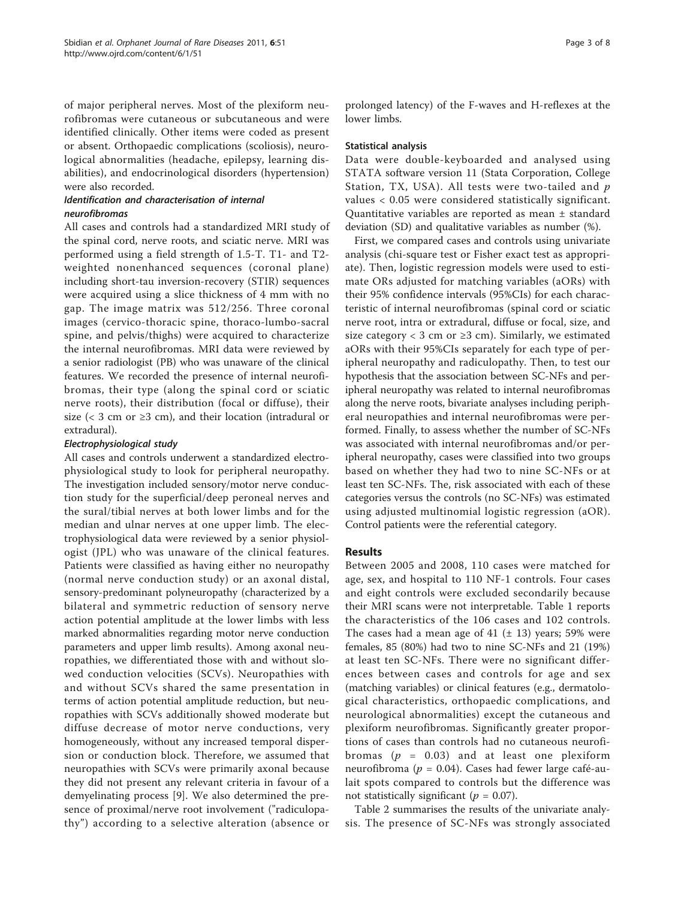of major peripheral nerves. Most of the plexiform neurofibromas were cutaneous or subcutaneous and were identified clinically. Other items were coded as present or absent. Orthopaedic complications (scoliosis), neurological abnormalities (headache, epilepsy, learning disabilities), and endocrinological disorders (hypertension) were also recorded.

#### *Identification and characterisation of internal neurofibromas*

All cases and controls had a standardized MRI study of the spinal cord, nerve roots, and sciatic nerve. MRI was performed using a field strength of 1.5-T. T1- and T2-weighted nonenhanced sequences (coronal plane) including short-tau inversion-recovery (STIR) sequences were acquired using a slice thickness of 4 mm with no gap. The image matrix was 512/256. Three coronal images (cervico-thoracic spine, thoraco-lumbo-sacral spine, and pelvis/thighs) were acquired to characterize the internal neurofibromas. MRI data were reviewed by a senior radiologist (PB) who was unaware of the clinical features. We recorded the presence of internal neurofibromas, their type (along the spinal cord or sciatic nerve roots), their distribution (focal or diffuse), their size (< 3 cm or ≥3 cm), and their location (intradural or extradural).

#### *Electrophysiological study*

All cases and controls underwent a standardized electrophysiological study to look for peripheral neuropathy. The investigation included sensory/motor nerve conduction study for the superficial/deep peroneal nerves and the sural/tibial nerves at both lower limbs and for the median and ulnar nerves at one upper limb. The electrophysiological data were reviewed by a senior physiologist (JPL) who was unaware of the clinical features. Patients were classified as having either no neuropathy (normal nerve conduction study) or an axonal distal, sensory-predominant polyneuropathy (characterized by a bilateral and symmetric reduction of sensory nerve action potential amplitude at the lower limbs with less marked abnormalities regarding motor nerve conduction parameters and upper limb results). Among axonal neuropathies, we differentiated those with and without slowed conduction velocities (SCVs). Neuropathies with and without SCVs shared the same presentation in terms of action potential amplitude reduction, but neuropathies with SCVs additionally showed moderate but diffuse decrease of motor nerve conductions, very homogeneously, without any increased temporal dispersion or conduction block. Therefore, we assumed that neuropathies with SCVs were primarily axonal because they did not present any relevant criteria in favour of a demyelinating process [9]. We also determined the presence of proximal/nerve root involvement ("radiculopathy") according to a selective alteration (absence or prolonged latency) of the F-waves and H-reflexes at the lower limbs.

#### Statistical analysis

Data were double-keyboarded and analysed using STATA software version 11 (Stata Corporation, College Station, TX, USA). All tests were two-tailed and $p$ values < 0.05 were considered statistically significant. Quantitative variables are reported as mean ± standard deviation (SD) and qualitative variables as number (%).

First, we compared cases and controls using univariate analysis (chi-square test or Fisher exact test as appropriate). Then, logistic regression models were used to estimate ORs adjusted for matching variables (aORs) with their 95% confidence intervals (95%CIs) for each characteristic of internal neurofibromas (spinal cord or sciatic nerve root, intra or extradural, diffuse or focal, size, and size category < 3 cm or ≥3 cm). Similarly, we estimated aORs with their 95%CIs separately for each type of peripheral neuropathy and radiculopathy. Then, to test our hypothesis that the association between SC-NFs and peripheral neuropathy was related to internal neurofibromas along the nerve roots, bivariate analyses including peripheral neuropathies and internal neurofibromas were performed. Finally, to assess whether the number of SC-NFs was associated with internal neurofibromas and/or peripheral neuropathy, cases were classified into two groups based on whether they had two to nine SC-NFs or at least ten SC-NFs. The, risk associated with each of these categories versus the controls (no SC-NFs) was estimated using adjusted multinomial logistic regression (aOR). Control patients were the referential category.

## Results

Between 2005 and 2008, 110 cases were matched for age, sex, and hospital to 110 NF-1 controls. Four cases and eight controls were excluded secondarily because their MRI scans were not interpretable. Table 1 reports the characteristics of the 106 cases and 102 controls. The cases had a mean age of 41 (± 13) years; 59% were females, 85 (80%) had two to nine SC-NFs and 21 (19%) at least ten SC-NFs. There were no significant differences between cases and controls for age and sex (matching variables) or clinical features (e.g., dermatological characteristics, orthopaedic complications, and neurological abnormalities) except the cutaneous and plexiform neurofibromas. Significantly greater proportions of cases than controls had no cutaneous neurofibromas ($p$ = 0.03) and at least one plexiform neurofibroma ($p$ = 0.04). Cases had fewer large café-au-lait spots compared to controls but the difference was not statistically significant ($p$ = 0.07).

Table 2 summarises the results of the univariate analysis. The presence of SC-NFs was strongly associated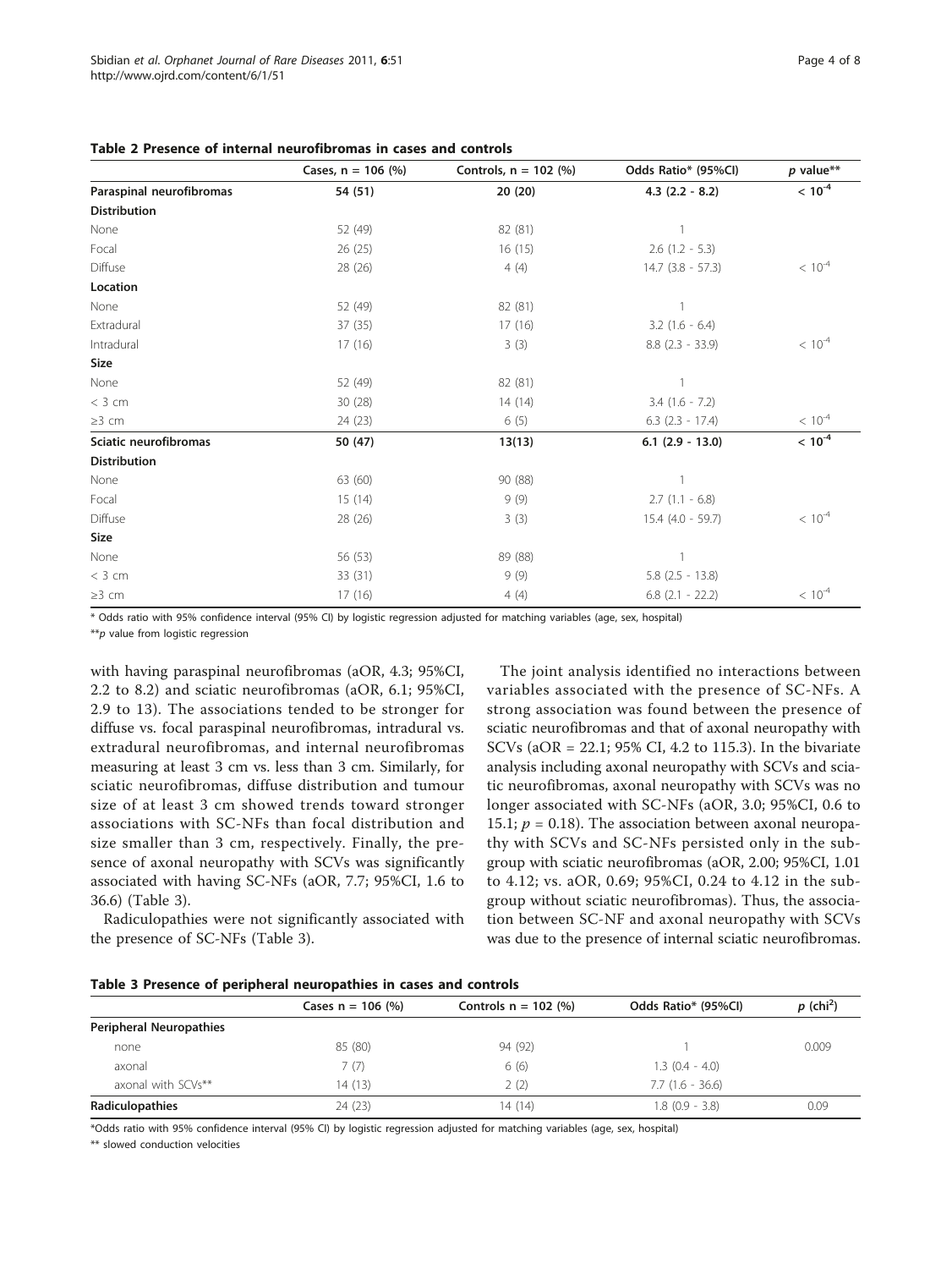**Table 2 Presence of internal neurofibromas in cases and controls**

| | Cases, n = 106 (%) | Controls, n = 102 (%) | Odds Ratio* (95%CI) | *p* value** |
|---|---|---|---|---|
| **Paraspinal neurofibromas** | **54 (51)** | **20 (20)** | **4.3 (2.2 - 8.2)** | **$< 10^{-4}$** |
| **Distribution** | | | | |
| None | 52 (49) | 82 (81) | 1 | |
| Focal | 26 (25) | 16 (15) | 2.6 (1.2 - 5.3) | |
| Diffuse | 28 (26) | 4 (4) | 14.7 (3.8 - 57.3) | $< 10^{-4}$ |
| **Location** | | | | |
| None | 52 (49) | 82 (81) | 1 | |
| Extradural | 37 (35) | 17 (16) | 3.2 (1.6 - 6.4) | |
| Intradural | 17 (16) | 3 (3) | 8.8 (2.3 - 33.9) | $< 10^{-4}$ |
| **Size** | | | | |
| None | 52 (49) | 82 (81) | 1 | |
| < 3 cm | 30 (28) | 14 (14) | 3.4 (1.6 - 7.2) | |
| ≥3 cm | 24 (23) | 6 (5) | 6.3 (2.3 - 17.4) | $< 10^{-4}$ |
| **Sciatic neurofibromas** | **50 (47)** | **13(13)** | **6.1 (2.9 - 13.0)** | **$< 10^{-4}$** |
| **Distribution** | | | | |
| None | 63 (60) | 90 (88) | 1 | |
| Focal | 15 (14) | 9 (9) | 2.7 (1.1 - 6.8) | |
| Diffuse | 28 (26) | 3 (3) | 15.4 (4.0 - 59.7) | $< 10^{-4}$ |
| **Size** | | | | |
| None | 56 (53) | 89 (88) | 1 | |
| < 3 cm | 33 (31) | 9 (9) | 5.8 (2.5 - 13.8) | |
| ≥3 cm | 17 (16) | 4 (4) | 6.8 (2.1 - 22.2) | $< 10^{-4}$ |

\* Odds ratio with 95% confidence interval (95% CI) by logistic regression adjusted for matching variables (age, sex, hospital)

**p value from logistic regression

with having paraspinal neurofibromas (aOR, 4.3; 95%CI, 2.2 to 8.2) and sciatic neurofibromas (aOR, 6.1; 95%CI, 2.9 to 13). The associations tended to be stronger for diffuse vs. focal paraspinal neurofibromas, intradural vs. extradural neurofibromas, and internal neurofibromas measuring at least 3 cm vs. less than 3 cm. Similarly, for sciatic neurofibromas, diffuse distribution and tumour size of at least 3 cm showed trends toward stronger associations with SC-NFs than focal distribution and size smaller than 3 cm, respectively. Finally, the presence of axonal neuropathy with SCVs was significantly associated with having SC-NFs (aOR, 7.7; 95%CI, 1.6 to 36.6) (Table 3).

Radiculopathies were not significantly associated with the presence of SC-NFs (Table 3).

The joint analysis identified no interactions between variables associated with the presence of SC-NFs. A strong association was found between the presence of sciatic neurofibromas and that of axonal neuropathy with SCVs (aOR = 22.1; 95% CI, 4.2 to 115.3). In the bivariate analysis including axonal neuropathy with SCVs and sciatic neurofibromas, axonal neuropathy with SCVs was no longer associated with SC-NFs (aOR, 3.0; 95%CI, 0.6 to 15.1; $p = 0.18$). The association between axonal neuropathy with SCVs and SC-NFs persisted only in the subgroup with sciatic neurofibromas (aOR, 2.00; 95%CI, 1.01 to 4.12; vs. aOR, 0.69; 95%CI, 0.24 to 4.12 in the subgroup without sciatic neurofibromas). Thus, the association between SC-NF and axonal neuropathy with SCVs was due to the presence of internal sciatic neurofibromas.

**Table 3 Presence of peripheral neuropathies in cases and controls**

| | Cases n = 106 (%) | Controls n = 102 (%) | Odds Ratio* (95%CI) | $p$ (chi$^2$) |
|---|---|---|---|---|
| **Peripheral Neuropathies** | | | | |
| none | 85 (80) | 94 (92) | 1 | 0.009 |
| axonal | 7 (7) | 6 (6) | 1.3 (0.4 - 4.0) | |
| axonal with SCVs** | 14 (13) | 2 (2) | 7.7 (1.6 - 36.6) | |
| **Radiculopathies** | 24 (23) | 14 (14) | 1.8 (0.9 - 3.8) | 0.09 |

*Odds ratio with 95% confidence interval (95% CI) by logistic regression adjusted for matching variables (age, sex, hospital)

** slowed conduction velocities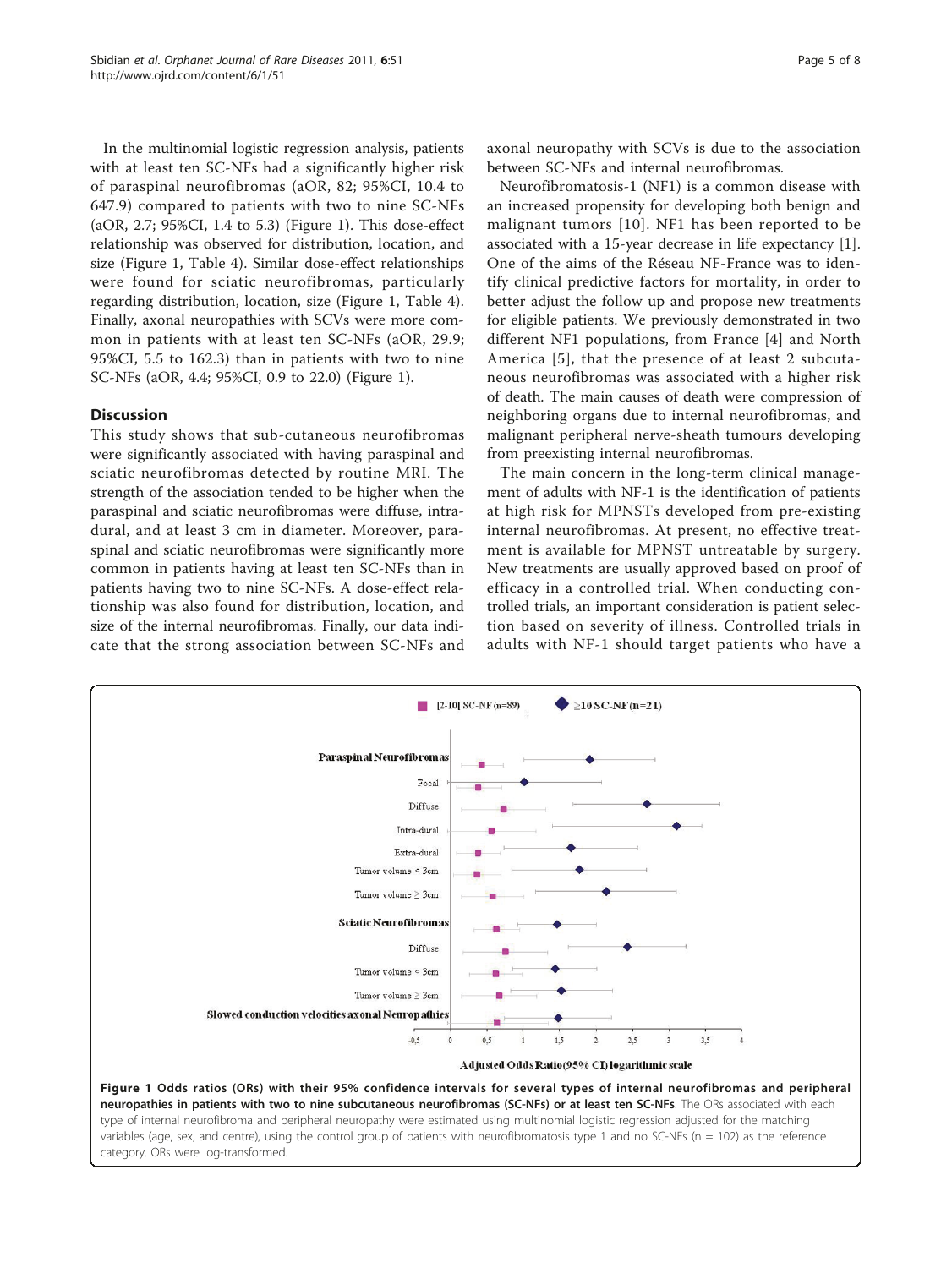In the multinomial logistic regression analysis, patients with at least ten SC-NFs had a significantly higher risk of paraspinal neurofibromas (aOR, 82; 95%CI, 10.4 to 647.9) compared to patients with two to nine SC-NFs (aOR, 2.7; 95%CI, 1.4 to 5.3) (Figure 1). This dose-effect relationship was observed for distribution, location, and size (Figure 1, Table 4). Similar dose-effect relationships were found for sciatic neurofibromas, particularly regarding distribution, location, size (Figure 1, Table 4). Finally, axonal neuropathies with SCVs were more common in patients with at least ten SC-NFs (aOR, 29.9; 95%CI, 5.5 to 162.3) than in patients with two to nine SC-NFs (aOR, 4.4; 95%CI, 0.9 to 22.0) (Figure 1).

## Discussion

This study shows that sub-cutaneous neurofibromas were significantly associated with having paraspinal and sciatic neurofibromas detected by routine MRI. The strength of the association tended to be higher when the paraspinal and sciatic neurofibromas were diffuse, intradural, and at least 3 cm in diameter. Moreover, paraspinal and sciatic neurofibromas were significantly more common in patients having at least ten SC-NFs than in patients having two to nine SC-NFs. A dose-effect relationship was also found for distribution, location, and size of the internal neurofibromas. Finally, our data indicate that the strong association between SC-NFs and axonal neuropathy with SCVs is due to the association between SC-NFs and internal neurofibromas.

Neurofibromatosis-1 (NF1) is a common disease with an increased propensity for developing both benign and malignant tumors [10]. NF1 has been reported to be associated with a 15-year decrease in life expectancy [1]. One of the aims of the Réseau NF-France was to identify clinical predictive factors for mortality, in order to better adjust the follow up and propose new treatments for eligible patients. We previously demonstrated in two different NF1 populations, from France [4] and North America [5], that the presence of at least 2 subcutaneous neurofibromas was associated with a higher risk of death. The main causes of death were compression of neighboring organs due to internal neurofibromas, and malignant peripheral nerve-sheath tumours developing from preexisting internal neurofibromas.

The main concern in the long-term clinical management of adults with NF-1 is the identification of patients at high risk for MPNSTs developed from pre-existing internal neurofibromas. At present, no effective treatment is available for MPNST untreatable by surgery. New treatments are usually approved based on proof of efficacy in a controlled trial. When conducting controlled trials, an important consideration is patient selection based on severity of illness. Controlled trials in adults with NF-1 should target patients who have a

**Figure 1 Odds ratios (ORs) with their 95% confidence intervals for several types of internal neurofibromas and peripheral neuropathies in patients with two to nine subcutaneous neurofibromas (SC-NFs) or at least ten SC-NFs**. The ORs associated with each type of internal neurofibroma and peripheral neuropathy were estimated using multinomial logistic regression adjusted for the matching variables (age, sex, and centre), using the control group of patients with neurofibromatosis type 1 and no SC-NFs (n = 102) as the reference category. ORs were log-transformed.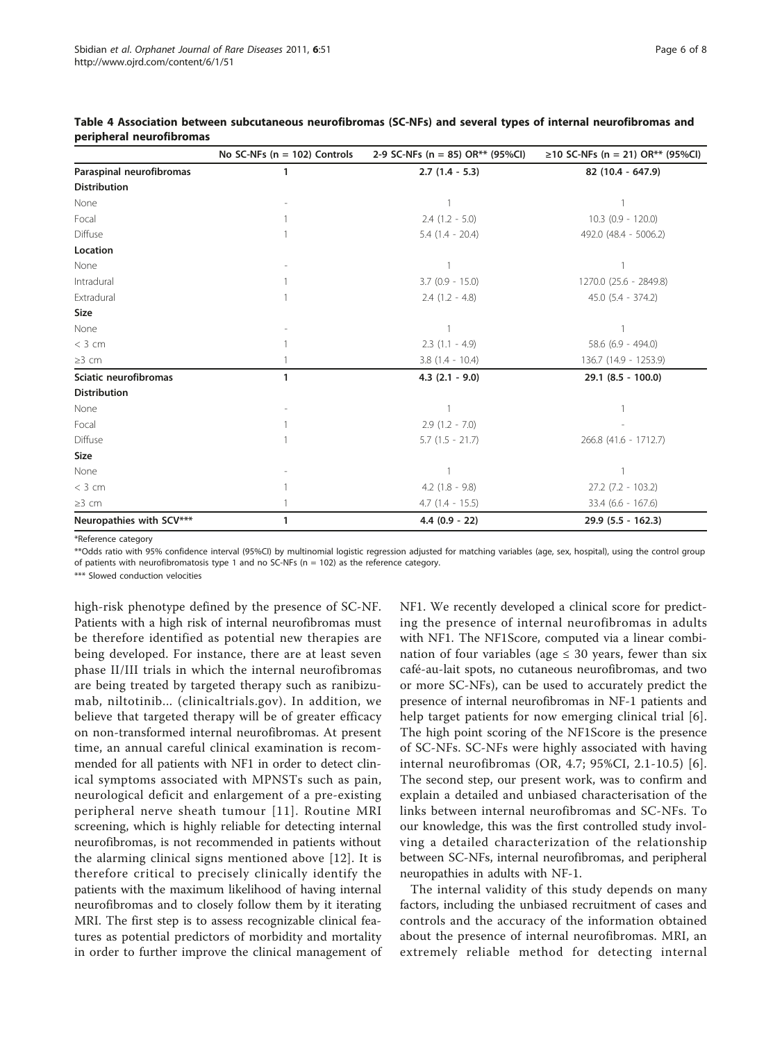**Table 4 Association between subcutaneous neurofibromas (SC-NFs) and several types of internal neurofibromas and peripheral neurofibromas**

| | No SC-NFs (n = 102) Controls | 2-9 SC-NFs (n = 85) OR** (95%CI) | ≥10 SC-NFs (n = 21) OR** (95%CI) |
|---|---|---|---|
| **Paraspinal neurofibromas** | **1** | **2.7 (1.4 - 5.3)** | **82 (10.4 - 647.9)** |
| **Distribution** | | | |
| None | - | 1 | 1 |
| Focal | 1 | 2.4 (1.2 - 5.0) | 10.3 (0.9 - 120.0) |
| Diffuse | 1 | 5.4 (1.4 - 20.4) | 492.0 (48.4 - 5006.2) |
| **Location** | | | |
| None | - | 1 | 1 |
| Intradural | 1 | 3.7 (0.9 - 15.0) | 1270.0 (25.6 - 2849.8) |
| Extradural | 1 | 2.4 (1.2 - 4.8) | 45.0 (5.4 - 374.2) |
| **Size** | | | |
| None | - | 1 | 1 |
| < 3 cm | 1 | 2.3 (1.1 - 4.9) | 58.6 (6.9 - 494.0) |
| ≥3 cm | 1 | 3.8 (1.4 - 10.4) | 136.7 (14.9 - 1253.9) |
| **Sciatic neurofibromas** | **1** | **4.3 (2.1 - 9.0)** | **29.1 (8.5 - 100.0)** |
| **Distribution** | | | |
| None | - | 1 | 1 |
| Focal | 1 | 2.9 (1.2 - 7.0) | - |
| Diffuse | 1 | 5.7 (1.5 - 21.7) | 266.8 (41.6 - 1712.7) |
| **Size** | | | |
| None | - | 1 | 1 |
| < 3 cm | 1 | 4.2 (1.8 - 9.8) | 27.2 (7.2 - 103.2) |
| ≥3 cm | 1 | 4.7 (1.4 - 15.5) | 33.4 (6.6 - 167.6) |
| **Neuropathies with SCV*** | **1** | **4.4 (0.9 - 22)** | **29.9 (5.5 - 162.3)** |

*Reference category

**Odds ratio with 95% confidence interval (95%CI) by multinomial logistic regression adjusted for matching variables (age, sex, hospital), using the control group of patients with neurofibromatosis type 1 and no SC-NFs (n = 102) as the reference category.

*** Slowed conduction velocities

high-risk phenotype defined by the presence of SC-NF. Patients with a high risk of internal neurofibromas must be therefore identified as potential new therapies are being developed. For instance, there are at least seven phase II/III trials in which the internal neurofibromas are being treated by targeted therapy such as ranibizumab, niltotinib... (clinicaltrials.gov). In addition, we believe that targeted therapy will be of greater efficacy on non-transformed internal neurofibromas. At present time, an annual careful clinical examination is recommended for all patients with NF1 in order to detect clinical symptoms associated with MPNSTs such as pain, neurological deficit and enlargement of a pre-existing peripheral nerve sheath tumour [11]. Routine MRI screening, which is highly reliable for detecting internal neurofibromas, is not recommended in patients without the alarming clinical signs mentioned above [12]. It is therefore critical to precisely clinically identify the patients with the maximum likelihood of having internal neurofibromas and to closely follow them by it iterating MRI. The first step is to assess recognizable clinical features as potential predictors of morbidity and mortality in order to further improve the clinical management of NF1. We recently developed a clinical score for predicting the presence of internal neurofibromas in adults with NF1. The NF1Score, computed via a linear combination of four variables (age ≤ 30 years, fewer than six café-au-lait spots, no cutaneous neurofibromas, and two or more SC-NFs), can be used to accurately predict the presence of internal neurofibromas in NF-1 patients and help target patients for now emerging clinical trial [6]. The high point scoring of the NF1Score is the presence of SC-NFs. SC-NFs were highly associated with having internal neurofibromas (OR, 4.7; 95%CI, 2.1-10.5) [6]. The second step, our present work, was to confirm and explain a detailed and unbiased characterisation of the links between internal neurofibromas and SC-NFs. To our knowledge, this was the first controlled study involving a detailed characterization of the relationship between SC-NFs, internal neurofibromas, and peripheral neuropathies in adults with NF-1.

The internal validity of this study depends on many factors, including the unbiased recruitment of cases and controls and the accuracy of the information obtained about the presence of internal neurofibromas. MRI, an extremely reliable method for detecting internal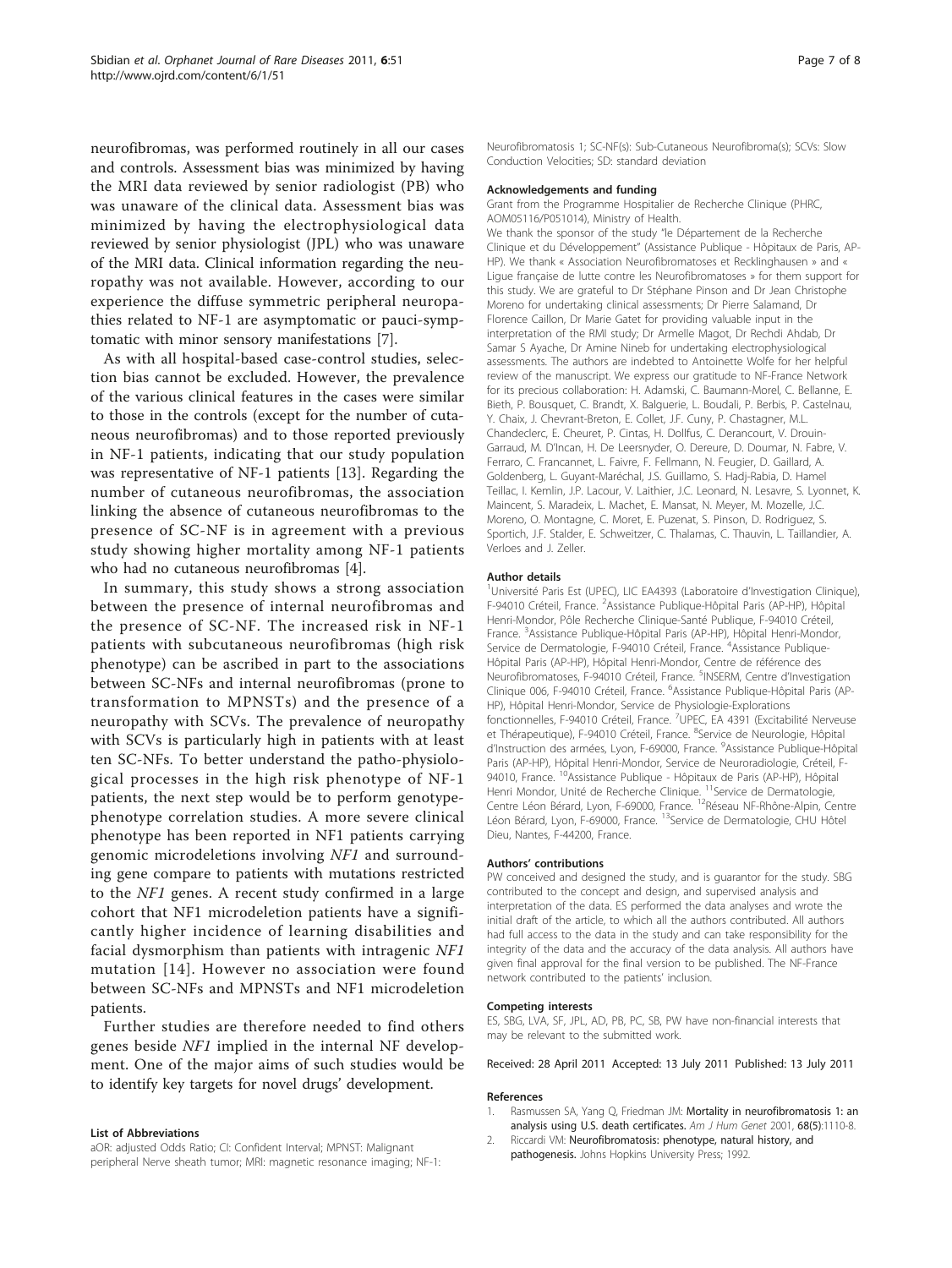neurofibromas, was performed routinely in all our cases and controls. Assessment bias was minimized by having the MRI data reviewed by senior radiologist (PB) who was unaware of the clinical data. Assessment bias was minimized by having the electrophysiological data reviewed by senior physiologist (JPL) who was unaware of the MRI data. Clinical information regarding the neuropathy was not available. However, according to our experience the diffuse symmetric peripheral neuropathies related to NF-1 are asymptomatic or pauci-symptomatic with minor sensory manifestations [7].

As with all hospital-based case-control studies, selection bias cannot be excluded. However, the prevalence of the various clinical features in the cases were similar to those in the controls (except for the number of cutaneous neurofibromas) and to those reported previously in NF-1 patients, indicating that our study population was representative of NF-1 patients [13]. Regarding the number of cutaneous neurofibromas, the association linking the absence of cutaneous neurofibromas to the presence of SC-NF is in agreement with a previous study showing higher mortality among NF-1 patients who had no cutaneous neurofibromas [4].

In summary, this study shows a strong association between the presence of internal neurofibromas and the presence of SC-NF. The increased risk in NF-1 patients with subcutaneous neurofibromas (high risk phenotype) can be ascribed in part to the associations between SC-NFs and internal neurofibromas (prone to transformation to MPNSTs) and the presence of a neuropathy with SCVs. The prevalence of neuropathy with SCVs is particularly high in patients with at least ten SC-NFs. To better understand the patho-physiological processes in the high risk phenotype of NF-1 patients, the next step would be to perform genotype-phenotype correlation studies. A more severe clinical phenotype has been reported in NF1 patients carrying genomic microdeletions involving *NF1* and surrounding gene compare to patients with mutations restricted to the *NF1* genes. A recent study confirmed in a large cohort that NF1 microdeletion patients have a significantly higher incidence of learning disabilities and facial dysmorphism than patients with intragenic *NF1* mutation [14]. However no association were found between SC-NFs and MPNSTs and NF1 microdeletion patients.

Further studies are therefore needed to find others genes beside *NF1* implied in the internal NF development. One of the major aims of such studies would be to identify key targets for novel drugs' development.

#### List of Abbreviations

aOR: adjusted Odds Ratio; CI: Confident Interval; MPNST: Malignant peripheral Nerve sheath tumor; MRI: magnetic resonance imaging; NF-1: Neurofibromatosis 1; SC-NF(s): Sub-Cutaneous Neurofibroma(s); SCVs: Slow Conduction Velocities; SD: standard deviation

#### Acknowledgements and funding

Grant from the Programme Hospitalier de Recherche Clinique (PHRC, AOM05116/P051014), Ministry of Health.

We thank the sponsor of the study "le Département de la Recherche Clinique et du Développement" (Assistance Publique - Hôpitaux de Paris, AP-HP). We thank « Association Neurofibromatoses et Recklinghausen » and « Ligue française de lutte contre les Neurofibromatoses » for them support for this study. We are grateful to Dr Stéphane Pinson and Dr Jean Christophe Moreno for undertaking clinical assessments; Dr Pierre Salamand, Dr Florence Caillon, Dr Marie Gatet for providing valuable input in the interpretation of the RMI study; Dr Armelle Magot, Dr Rechdi Ahdab, Dr Samar S Ayache, Dr Amine Nineb for undertaking electrophysiological assessments. The authors are indebted to Antoinette Wolfe for her helpful review of the manuscript. We express our gratitude to NF-France Network for its precious collaboration: H. Adamski, C. Baumann-Morel, C. Bellanne, E. Bieth, P. Bousquet, C. Brandt, X. Balguerie, L. Boudali, P. Berbis, P. Castelnau, V. Chaix, J. Chevrant-Breton, E. Collet, J.F. Cuny, P. Chastagner, M.L. Chandeclerc, E. Cheuret, P. Cintas, H. Dollfus, C. Derancourt, V. Drouin-Garraud, M. D'Incan, H. De Leersnyder, O. Dereure, D. Doumar, N. Fabre, V. Ferraro, C. Francannet, L. Faivre, F. Fellmann, N. Feugier, D. Gaillard, A. Goldenberg, L. Guyant-Maréchal, J.S. Guillamo, S. Hadj-Rabia, D. Hamel Teillac, I. Kemlin, J.P. Lacour, V. Laithier, J.C. Leonard, N. Lesavre, S. Lyonnet, K. Maincent, S. Maradeix, L. Machet, E. Mansat, N. Meyer, M. Mozelle, J.C. Moreno, O. Montagne, C. Moret, E. Puzenat, S. Pinson, D. Rodriguez, S. Sportich, J.F. Stalder, E. Schweitzer, C. Thalamas, C. Thauvin, L. Taillandier, A. Verloes and J. Zeller.

#### Author details

[1]Université Paris Est (UPEC), LIC EA4393 (Laboratoire d'Investigation Clinique), F-94010 Créteil, France. [2]Assistance Publique-Hôpital Paris (AP-HP), Hôpital Henri-Mondor, Pôle Recherche Clinique-Santé Publique, F-94010 Créteil, France. [3]Assistance Publique-Hôpital Paris (AP-HP), Hôpital Henri-Mondor, Service de Dermatologie, F-94010 Créteil, France. [4]Assistance Publique-Hôpital Paris (AP-HP), Hôpital Henri-Mondor, Centre de référence des Neurofibromatoses, F-94010 Créteil, France. [5]INSERM, Centre d'Investigation Clinique 006, F-94010 Créteil, France. [6]Assistance Publique-Hôpital Paris (AP-HP), Hôpital Henri-Mondor, Service de Physiologie-Explorations fonctionnelles, F-94010 Créteil, France. [7]UPEC, EA 4391 (Excitabilité Nerveuse et Thérapeutique), F-94010 Créteil, France. [8]Service de Neurologie, Hôpital d'Instruction des armées, Lyon, F-69000, France. [9]Assistance Publique-Hôpital Paris (AP-HP), Hôpital Henri-Mondor, Service de Neuroradiologie, Créteil, F-94010, France. [10]Assistance Publique - Hôpitaux de Paris (AP-HP), Hôpital Henri Mondor, Unité de Recherche Clinique. [11]Service de Dermatologie, Centre Léon Bérard, Lyon, F-69000, France. [12]Réseau NF-Rhône-Alpin, Centre Léon Bérard, Lyon, F-69000, France. [13]Service de Dermatologie, CHU Hôtel Dieu, Nantes, F-44200, France.

#### Authors' contributions

PW conceived and designed the study, and is guarantor for the study. SBG contributed to the concept and design, and supervised analysis and interpretation of the data. ES performed the data analyses and wrote the initial draft of the article, to which all the authors contributed. All authors had full access to the data in the study and can take responsibility for the integrity of the data and the accuracy of the data analysis. All authors have given final approval for the final version to be published. The NF-France network contributed to the patients' inclusion.

#### Competing interests

ES, SBG, LVA, SF, JPL, AD, PB, PC, SB, PW have non-financial interests that may be relevant to the submitted work.

Received: 28 April 2011 Accepted: 13 July 2011 Published: 13 July 2011

#### References

1. Rasmussen SA, Yang Q, Friedman JM: **Mortality in neurofibromatosis 1: an analysis using U.S. death certificates.** *Am J Hum Genet* 2001, **68(5)**:1110-8.
2. Riccardi VM: **Neurofibromatosis: phenotype, natural history, and pathogenesis.** Johns Hopkins University Press; 1992.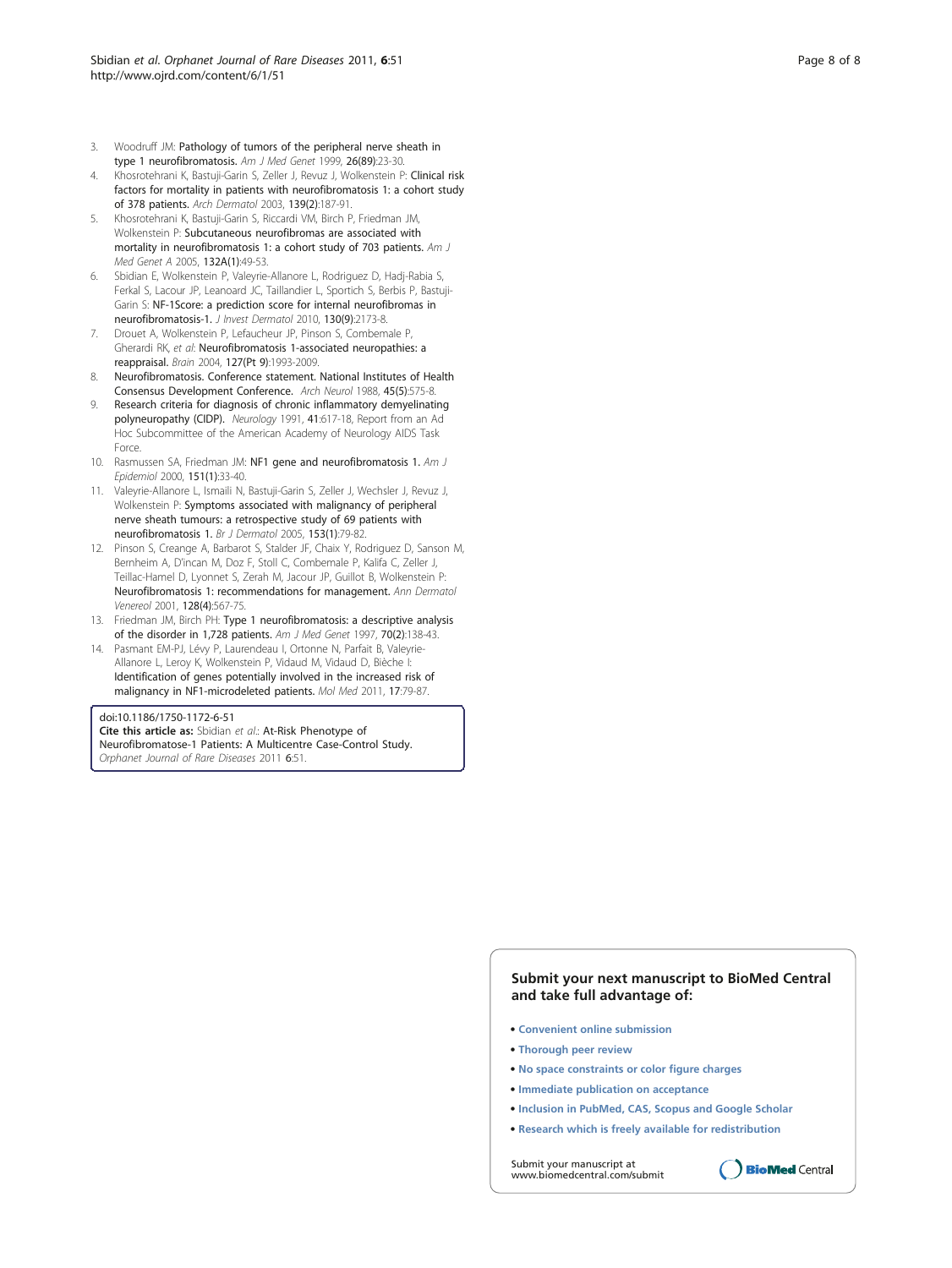3. Woodruff JM: **Pathology of tumors of the peripheral nerve sheath in type 1 neurofibromatosis.** *Am J Med Genet* 1999, **26(89)**:23-30.
4. Khosrotehrani K, Bastuji-Garin S, Zeller J, Revuz J, Wolkenstein P: **Clinical risk factors for mortality in patients with neurofibromatosis 1: a cohort study of 378 patients.** *Arch Dermatol* 2003, **139(2)**:187-91.
5. Khosrotehrani K, Bastuji-Garin S, Riccardi VM, Birch P, Friedman JM, Wolkenstein P: **Subcutaneous neurofibromas are associated with mortality in neurofibromatosis 1: a cohort study of 703 patients.** *Am J Med Genet A* 2005, **132A(1)**:49-53.
6. Sbidian E, Wolkenstein P, Valeyrie-Allanore L, Rodriguez D, Hadj-Rabia S, Ferkal S, Lacour JP, Leanoard JC, Taillandier L, Sportich S, Berbis P, Bastuji-Garin S: **NF-1Score: a prediction score for internal neurofibromas in neurofibromatosis-1.** *J Invest Dermatol* 2010, **130(9)**:2173-8.
7. Drouet A, Wolkenstein P, Lefaucheur JP, Pinson S, Combemale P, Gherardi RK, *et al*: **Neurofibromatosis 1-associated neuropathies: a reappraisal.** *Brain* 2004, **127(Pt 9)**:1993-2009.
8. **Neurofibromatosis. Conference statement. National Institutes of Health Consensus Development Conference.** *Arch Neurol* 1988, **45(5)**:575-8.
9. **Research criteria for diagnosis of chronic inflammatory demyelinating polyneuropathy (CIDP).** *Neurology* 1991, **41**:617-18, Report from an Ad Hoc Subcommittee of the American Academy of Neurology AIDS Task Force.
10. Rasmussen SA, Friedman JM: **NF1 gene and neurofibromatosis 1.** *Am J Epidemiol* 2000, **151(1)**:33-40.
11. Valeyrie-Allanore L, Ismaili N, Bastuji-Garin S, Zeller J, Wechsler J, Revuz J, Wolkenstein P: **Symptoms associated with malignancy of peripheral nerve sheath tumours: a retrospective study of 69 patients with neurofibromatosis 1.** *Br J Dermatol* 2005, **153(1)**:79-82.
12. Pinson S, Creange A, Barbarot S, Stalder JF, Chaix Y, Rodriguez D, Sanson M, Bernheim A, D'incan M, Doz F, Stoll C, Combemale P, Kalifa C, Zeller J, Teillac-Hamel D, Lyonnet S, Zerah M, Jacour JP, Guillot B, Wolkenstein P: **Neurofibromatosis 1: recommendations for management.** *Ann Dermatol Venereol* 2001, **128(4)**:567-75.
13. Friedman JM, Birch PH: **Type 1 neurofibromatosis: a descriptive analysis of the disorder in 1,728 patients.** *Am J Med Genet* 1997, **70(2)**:138-43.
14. Pasmant EM-PJ, Lévy P, Laurendeau I, Ortonne N, Parfait B, Valeyrie-Allanore L, Leroy K, Wolkenstein P, Vidaud M, Vidaud D, Bièche I: **Identification of genes potentially involved in the increased risk of malignancy in NF1-microdeleted patients.** *Mol Med* 2011, **17**:79-87.

doi:10.1186/1750-1172-6-51
**Cite this article as:** Sbidian *et al.*: At-Risk Phenotype of Neurofibromatose-1 Patients: A Multicentre Case-Control Study. *Orphanet Journal of Rare Diseases* 2011 **6**:51.

**Submit your next manuscript to BioMed Central and take full advantage of:**

- Convenient online submission
- Thorough peer review
- No space constraints or color figure charges
- Immediate publication on acceptance
- Inclusion in PubMed, CAS, Scopus and Google Scholar
- Research which is freely available for redistribution

Submit your manuscript at www.biomedcentral.com/submit

BioMed Central